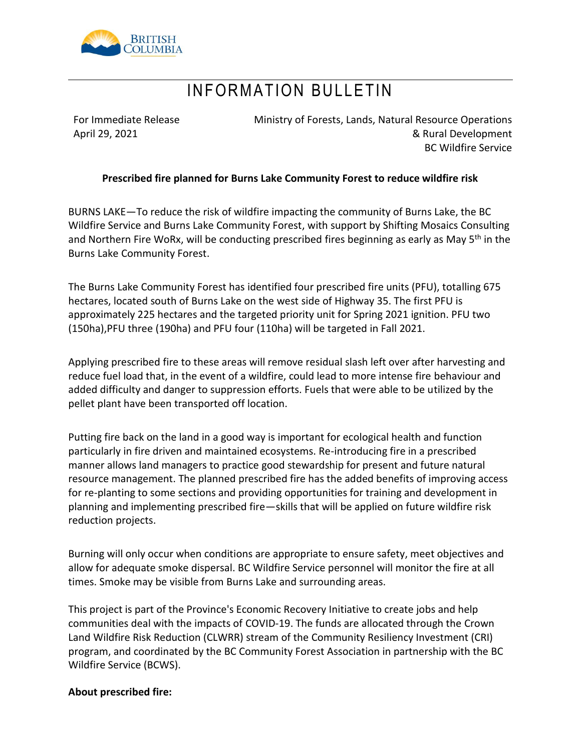# INFORMATION BULLETIN

For Immediate Release
April 29, 2021

Ministry of Forests, Lands, Natural Resource Operations & Rural Development
BC Wildfire Service

**Prescribed fire planned for Burns Lake Community Forest to reduce wildfire risk**

BURNS LAKE—To reduce the risk of wildfire impacting the community of Burns Lake, the BC Wildfire Service and Burns Lake Community Forest, with support by Shifting Mosaics Consulting and Northern Fire WoRx, will be conducting prescribed fires beginning as early as May 5th in the Burns Lake Community Forest.

The Burns Lake Community Forest has identified four prescribed fire units (PFU), totalling 675 hectares, located south of Burns Lake on the west side of Highway 35. The first PFU is approximately 225 hectares and the targeted priority unit for Spring 2021 ignition. PFU two (150ha),PFU three (190ha) and PFU four (110ha) will be targeted in Fall 2021.

Applying prescribed fire to these areas will remove residual slash left over after harvesting and reduce fuel load that, in the event of a wildfire, could lead to more intense fire behaviour and added difficulty and danger to suppression efforts. Fuels that were able to be utilized by the pellet plant have been transported off location.

Putting fire back on the land in a good way is important for ecological health and function particularly in fire driven and maintained ecosystems. Re-introducing fire in a prescribed manner allows land managers to practice good stewardship for present and future natural resource management. The planned prescribed fire has the added benefits of improving access for re-planting to some sections and providing opportunities for training and development in planning and implementing prescribed fire—skills that will be applied on future wildfire risk reduction projects.

Burning will only occur when conditions are appropriate to ensure safety, meet objectives and allow for adequate smoke dispersal. BC Wildfire Service personnel will monitor the fire at all times. Smoke may be visible from Burns Lake and surrounding areas.

This project is part of the Province's Economic Recovery Initiative to create jobs and help communities deal with the impacts of COVID-19. The funds are allocated through the Crown Land Wildfire Risk Reduction (CLWRR) stream of the Community Resiliency Investment (CRI) program, and coordinated by the BC Community Forest Association in partnership with the BC Wildfire Service (BCWS).

**About prescribed fire:**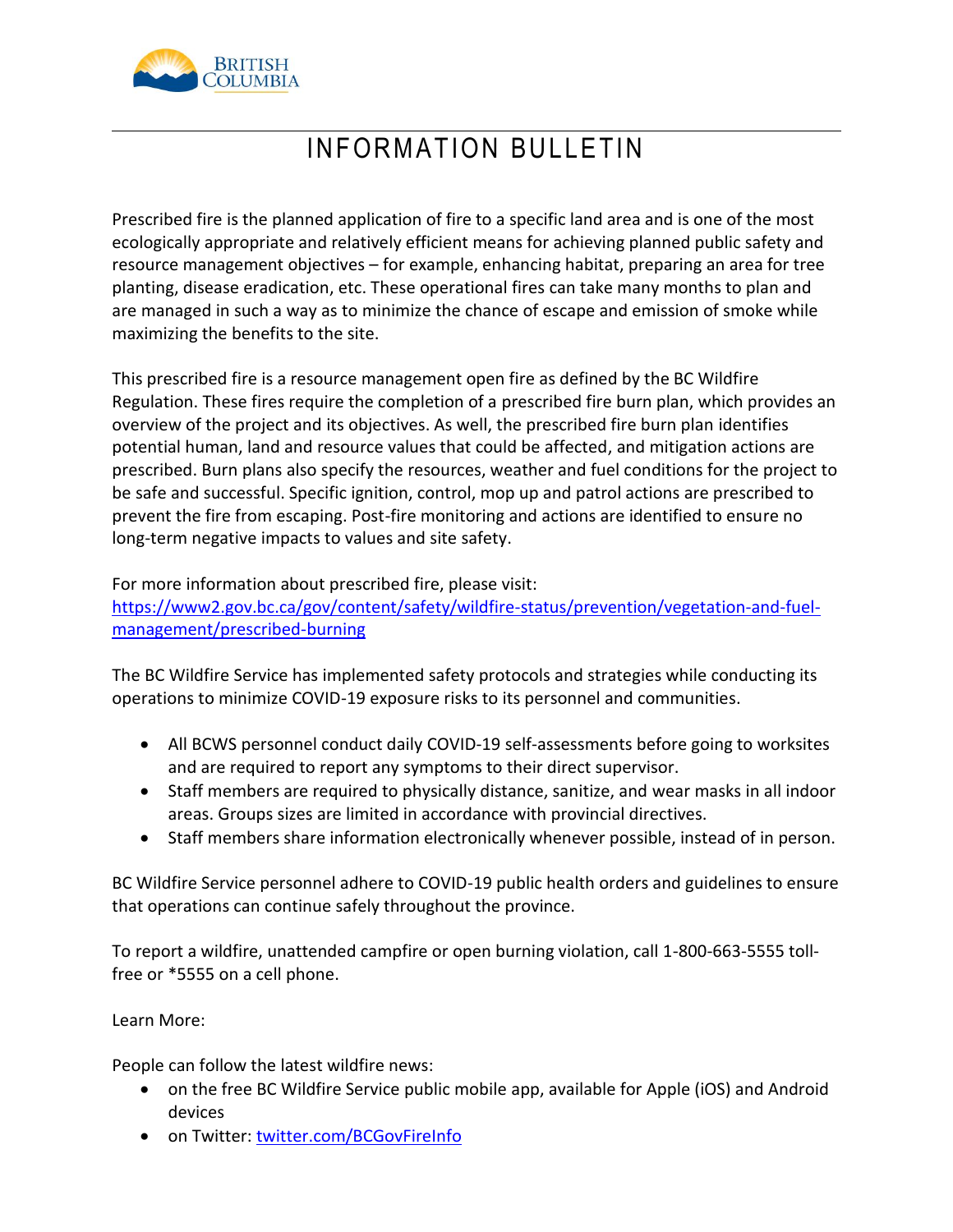# INFORMATION BULLETIN

Prescribed fire is the planned application of fire to a specific land area and is one of the most ecologically appropriate and relatively efficient means for achieving planned public safety and resource management objectives – for example, enhancing habitat, preparing an area for tree planting, disease eradication, etc. These operational fires can take many months to plan and are managed in such a way as to minimize the chance of escape and emission of smoke while maximizing the benefits to the site.

This prescribed fire is a resource management open fire as defined by the BC Wildfire Regulation. These fires require the completion of a prescribed fire burn plan, which provides an overview of the project and its objectives. As well, the prescribed fire burn plan identifies potential human, land and resource values that could be affected, and mitigation actions are prescribed. Burn plans also specify the resources, weather and fuel conditions for the project to be safe and successful. Specific ignition, control, mop up and patrol actions are prescribed to prevent the fire from escaping. Post-fire monitoring and actions are identified to ensure no long-term negative impacts to values and site safety.

For more information about prescribed fire, please visit:
[https://www2.gov.bc.ca/gov/content/safety/wildfire-status/prevention/vegetation-and-fuel-management/prescribed-burning](https://www2.gov.bc.ca/gov/content/safety/wildfire-status/prevention/vegetation-and-fuel-management/prescribed-burning)

The BC Wildfire Service has implemented safety protocols and strategies while conducting its operations to minimize COVID-19 exposure risks to its personnel and communities.

- All BCWS personnel conduct daily COVID-19 self-assessments before going to worksites and are required to report any symptoms to their direct supervisor.
- Staff members are required to physically distance, sanitize, and wear masks in all indoor areas. Groups sizes are limited in accordance with provincial directives.
- Staff members share information electronically whenever possible, instead of in person.

BC Wildfire Service personnel adhere to COVID-19 public health orders and guidelines to ensure that operations can continue safely throughout the province.

To report a wildfire, unattended campfire or open burning violation, call 1-800-663-5555 toll-free or *5555 on a cell phone.

Learn More:

People can follow the latest wildfire news:

- on the free BC Wildfire Service public mobile app, available for Apple (iOS) and Android devices
- on Twitter: [twitter.com/BCGovFireInfo](https://twitter.com/BCGovFireInfo)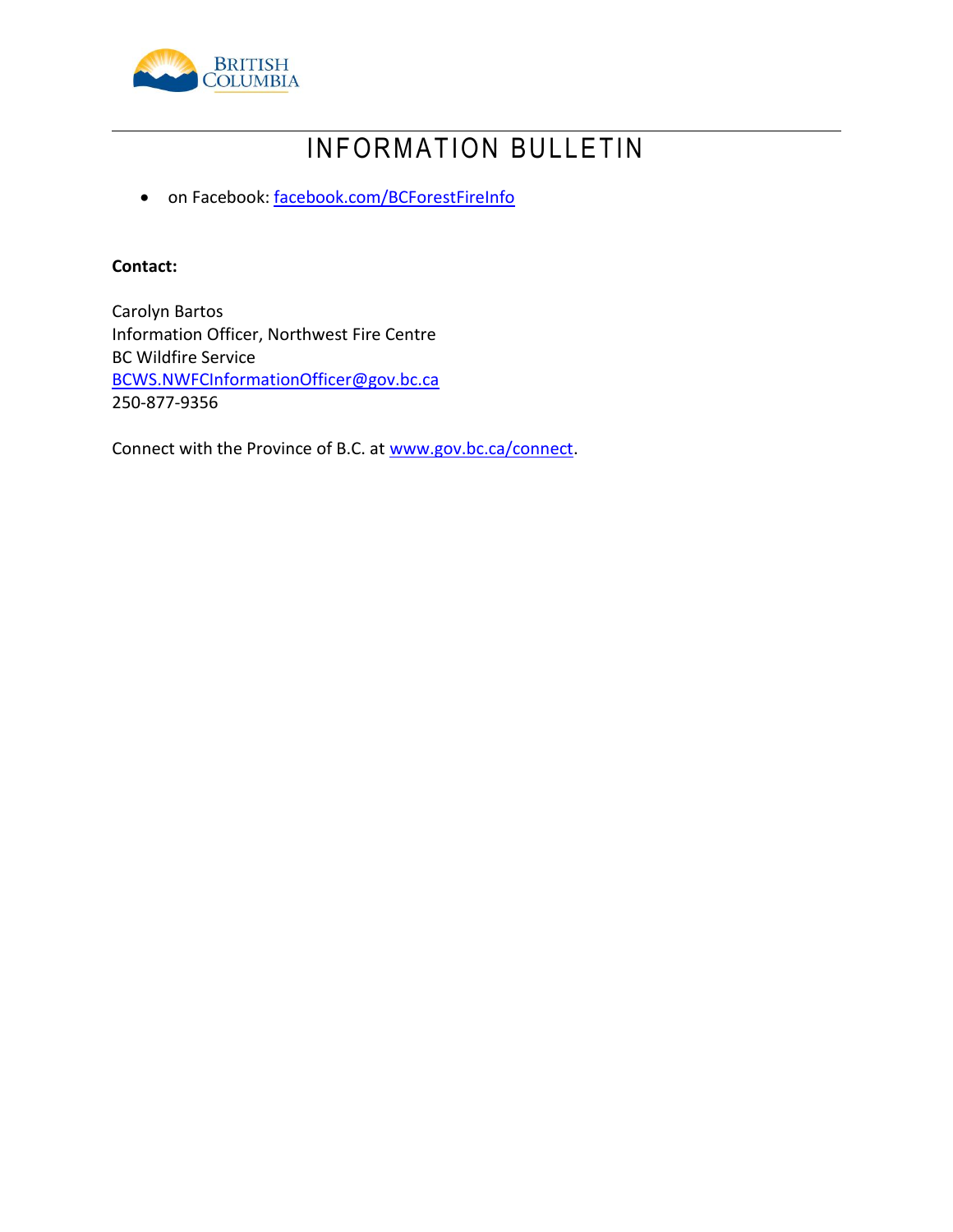- on Facebook: facebook.com/BCForestFireInfo

**Contact:**

Carolyn Bartos
Information Officer, Northwest Fire Centre
BC Wildfire Service
BCWS.NWFCInformationOfficer@gov.bc.ca
250-877-9356

Connect with the Province of B.C. at www.gov.bc.ca/connect.